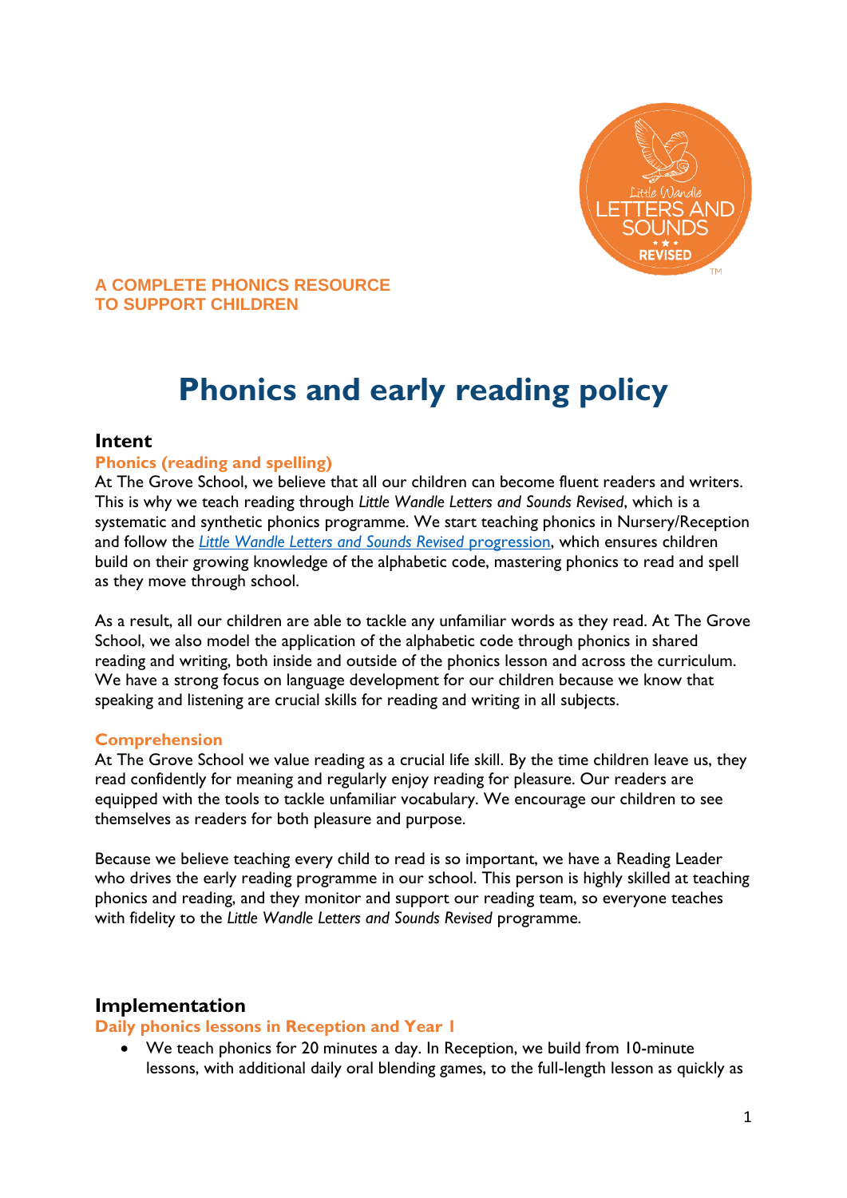**A COMPLETE PHONICS RESOURCE**
**TO SUPPORT CHILDREN**

# Phonics and early reading policy

## Intent

### Phonics (reading and spelling)

At The Grove School, we believe that all our children can become fluent readers and writers. This is why we teach reading through *Little Wandle Letters and Sounds Revised*, which is a systematic and synthetic phonics programme. We start teaching phonics in Nursery/Reception and follow the [*Little Wandle Letters and Sounds Revised* progression](), which ensures children build on their growing knowledge of the alphabetic code, mastering phonics to read and spell as they move through school.

As a result, all our children are able to tackle any unfamiliar words as they read. At The Grove School, we also model the application of the alphabetic code through phonics in shared reading and writing, both inside and outside of the phonics lesson and across the curriculum. We have a strong focus on language development for our children because we know that speaking and listening are crucial skills for reading and writing in all subjects.

### Comprehension

At The Grove School we value reading as a crucial life skill. By the time children leave us, they read confidently for meaning and regularly enjoy reading for pleasure. Our readers are equipped with the tools to tackle unfamiliar vocabulary. We encourage our children to see themselves as readers for both pleasure and purpose.

Because we believe teaching every child to read is so important, we have a Reading Leader who drives the early reading programme in our school. This person is highly skilled at teaching phonics and reading, and they monitor and support our reading team, so everyone teaches with fidelity to the *Little Wandle Letters and Sounds Revised* programme.

## Implementation

### Daily phonics lessons in Reception and Year 1

- We teach phonics for 20 minutes a day. In Reception, we build from 10-minute lessons, with additional daily oral blending games, to the full-length lesson as quickly as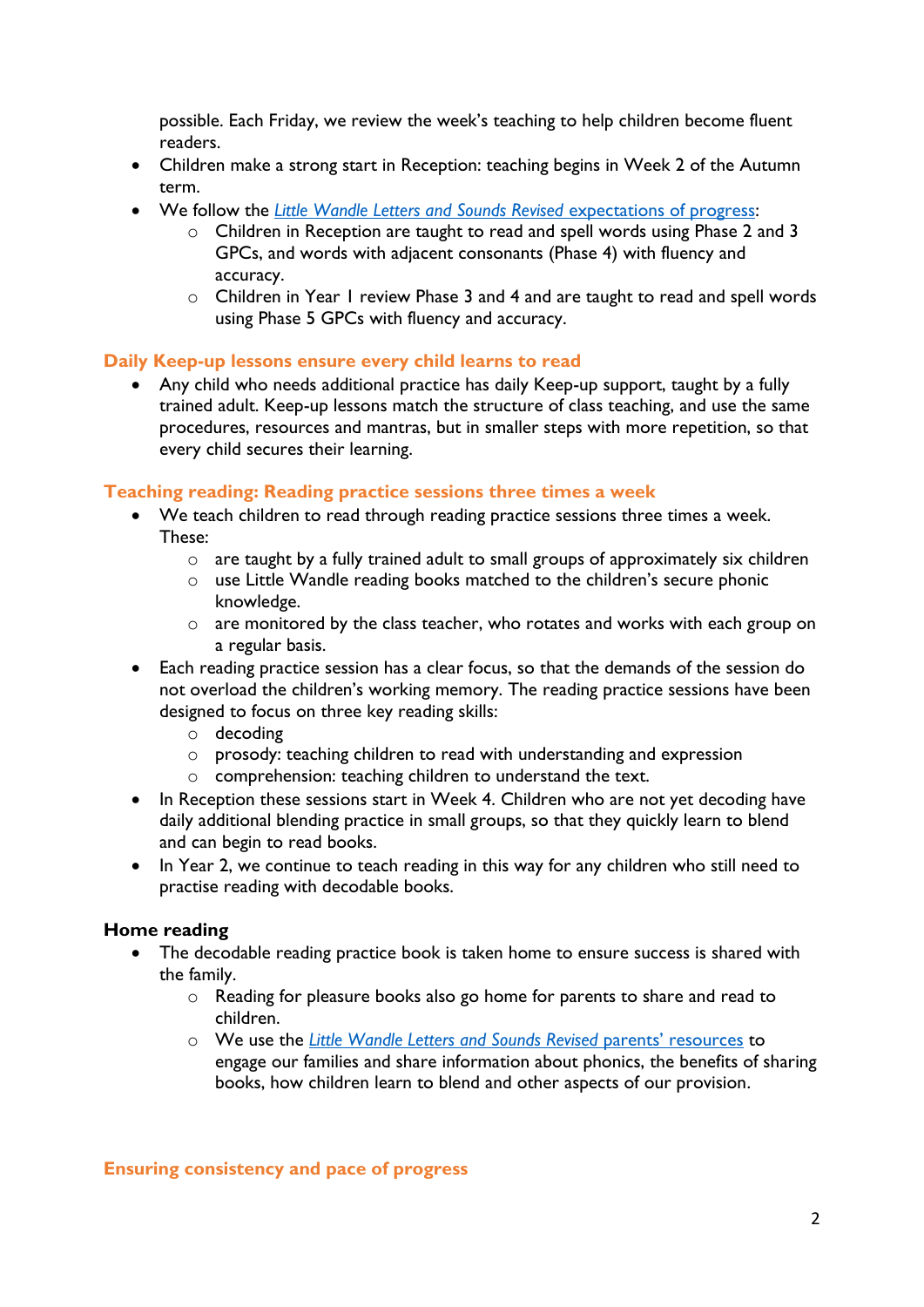possible. Each Friday, we review the week's teaching to help children become fluent readers.

- Children make a strong start in Reception: teaching begins in Week 2 of the Autumn term.
- We follow the *Little Wandle Letters and Sounds Revised* expectations of progress:
  - Children in Reception are taught to read and spell words using Phase 2 and 3 GPCs, and words with adjacent consonants (Phase 4) with fluency and accuracy.
  - Children in Year 1 review Phase 3 and 4 and are taught to read and spell words using Phase 5 GPCs with fluency and accuracy.

## Daily Keep-up lessons ensure every child learns to read

- Any child who needs additional practice has daily Keep-up support, taught by a fully trained adult. Keep-up lessons match the structure of class teaching, and use the same procedures, resources and mantras, but in smaller steps with more repetition, so that every child secures their learning.

## Teaching reading: Reading practice sessions three times a week

- We teach children to read through reading practice sessions three times a week. These:
  - are taught by a fully trained adult to small groups of approximately six children
  - use Little Wandle reading books matched to the children's secure phonic knowledge.
  - are monitored by the class teacher, who rotates and works with each group on a regular basis.
- Each reading practice session has a clear focus, so that the demands of the session do not overload the children's working memory. The reading practice sessions have been designed to focus on three key reading skills:
  - decoding
  - prosody: teaching children to read with understanding and expression
  - comprehension: teaching children to understand the text.
- In Reception these sessions start in Week 4. Children who are not yet decoding have daily additional blending practice in small groups, so that they quickly learn to blend and can begin to read books.
- In Year 2, we continue to teach reading in this way for any children who still need to practise reading with decodable books.

## Home reading

- The decodable reading practice book is taken home to ensure success is shared with the family.
  - Reading for pleasure books also go home for parents to share and read to children.
  - We use the *Little Wandle Letters and Sounds Revised* parents' resources to engage our families and share information about phonics, the benefits of sharing books, how children learn to blend and other aspects of our provision.

## Ensuring consistency and pace of progress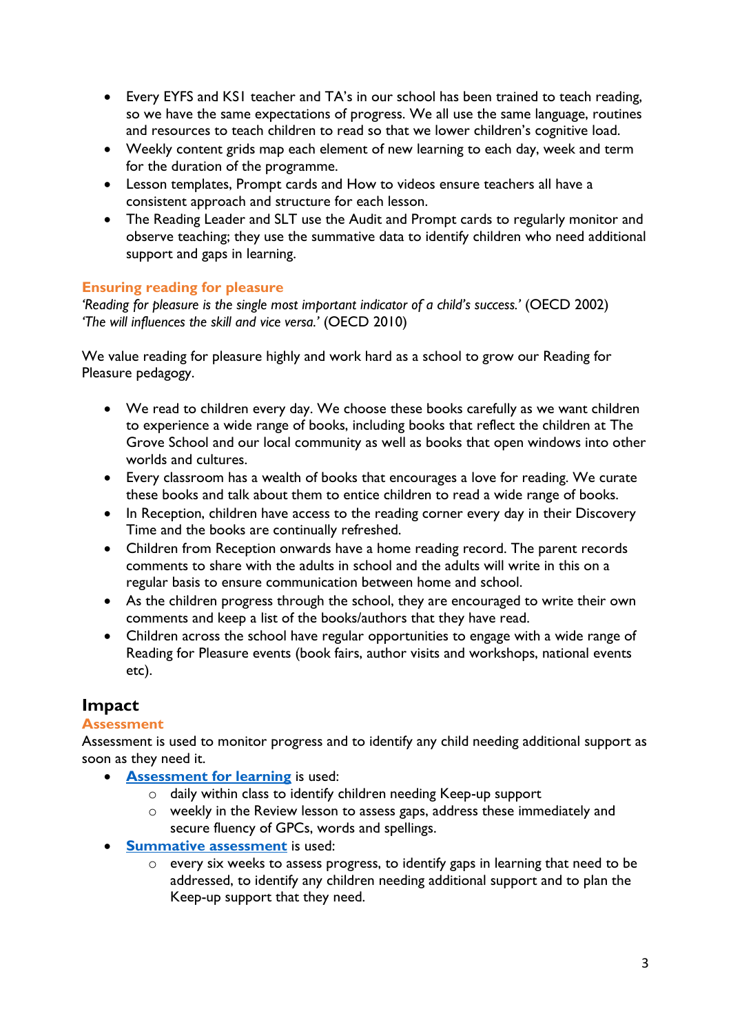- Every EYFS and KS1 teacher and TA's in our school has been trained to teach reading, so we have the same expectations of progress. We all use the same language, routines and resources to teach children to read so that we lower children's cognitive load.
- Weekly content grids map each element of new learning to each day, week and term for the duration of the programme.
- Lesson templates, Prompt cards and How to videos ensure teachers all have a consistent approach and structure for each lesson.
- The Reading Leader and SLT use the Audit and Prompt cards to regularly monitor and observe teaching; they use the summative data to identify children who need additional support and gaps in learning.

### Ensuring reading for pleasure

*'Reading for pleasure is the single most important indicator of a child's success.'* (OECD 2002)
*'The will influences the skill and vice versa.'* (OECD 2010)

We value reading for pleasure highly and work hard as a school to grow our Reading for Pleasure pedagogy.

- We read to children every day. We choose these books carefully as we want children to experience a wide range of books, including books that reflect the children at The Grove School and our local community as well as books that open windows into other worlds and cultures.
- Every classroom has a wealth of books that encourages a love for reading. We curate these books and talk about them to entice children to read a wide range of books.
- In Reception, children have access to the reading corner every day in their Discovery Time and the books are continually refreshed.
- Children from Reception onwards have a home reading record. The parent records comments to share with the adults in school and the adults will write in this on a regular basis to ensure communication between home and school.
- As the children progress through the school, they are encouraged to write their own comments and keep a list of the books/authors that they have read.
- Children across the school have regular opportunities to engage with a wide range of Reading for Pleasure events (book fairs, author visits and workshops, national events etc).

## Impact

### Assessment

Assessment is used to monitor progress and to identify any child needing additional support as soon as they need it.

- **Assessment for learning** is used:
  - daily within class to identify children needing Keep-up support
  - weekly in the Review lesson to assess gaps, address these immediately and secure fluency of GPCs, words and spellings.
- **Summative assessment** is used:
  - every six weeks to assess progress, to identify gaps in learning that need to be addressed, to identify any children needing additional support and to plan the Keep-up support that they need.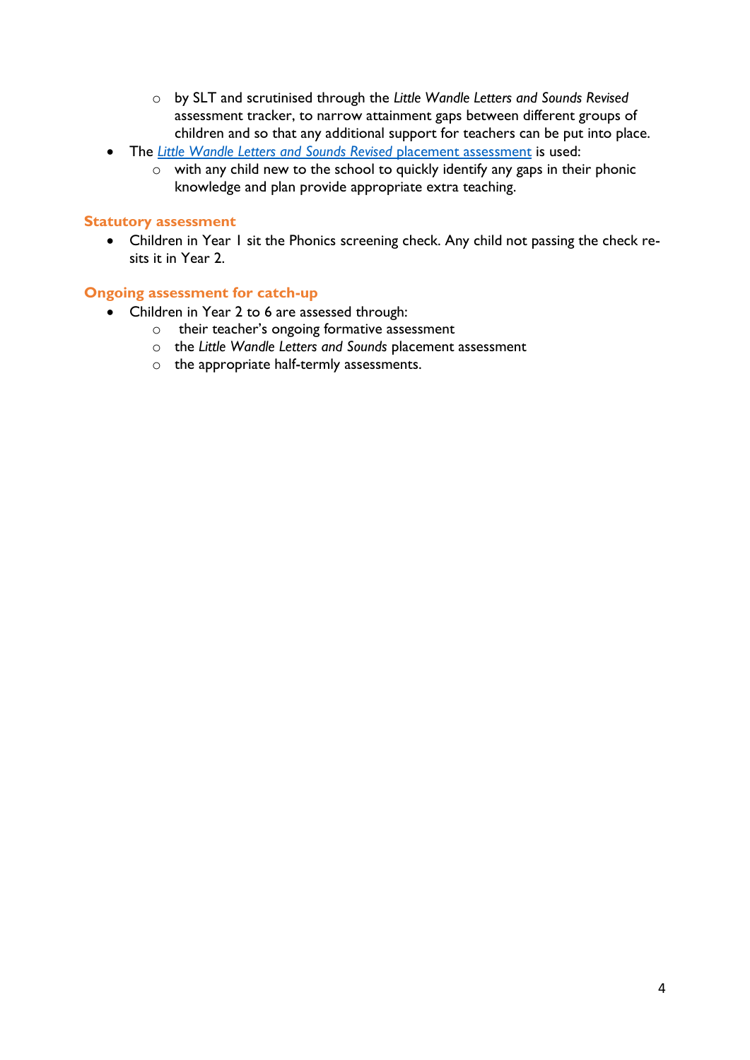- by SLT and scrutinised through the *Little Wandle Letters and Sounds Revised* assessment tracker, to narrow attainment gaps between different groups of children and so that any additional support for teachers can be put into place.
- The *Little Wandle Letters and Sounds Revised* placement assessment is used:
  - with any child new to the school to quickly identify any gaps in their phonic knowledge and plan provide appropriate extra teaching.

### Statutory assessment

- Children in Year 1 sit the Phonics screening check. Any child not passing the check re-sits it in Year 2.

### Ongoing assessment for catch-up

- Children in Year 2 to 6 are assessed through:
  - their teacher's ongoing formative assessment
  - the *Little Wandle Letters and Sounds* placement assessment
  - the appropriate half-termly assessments.